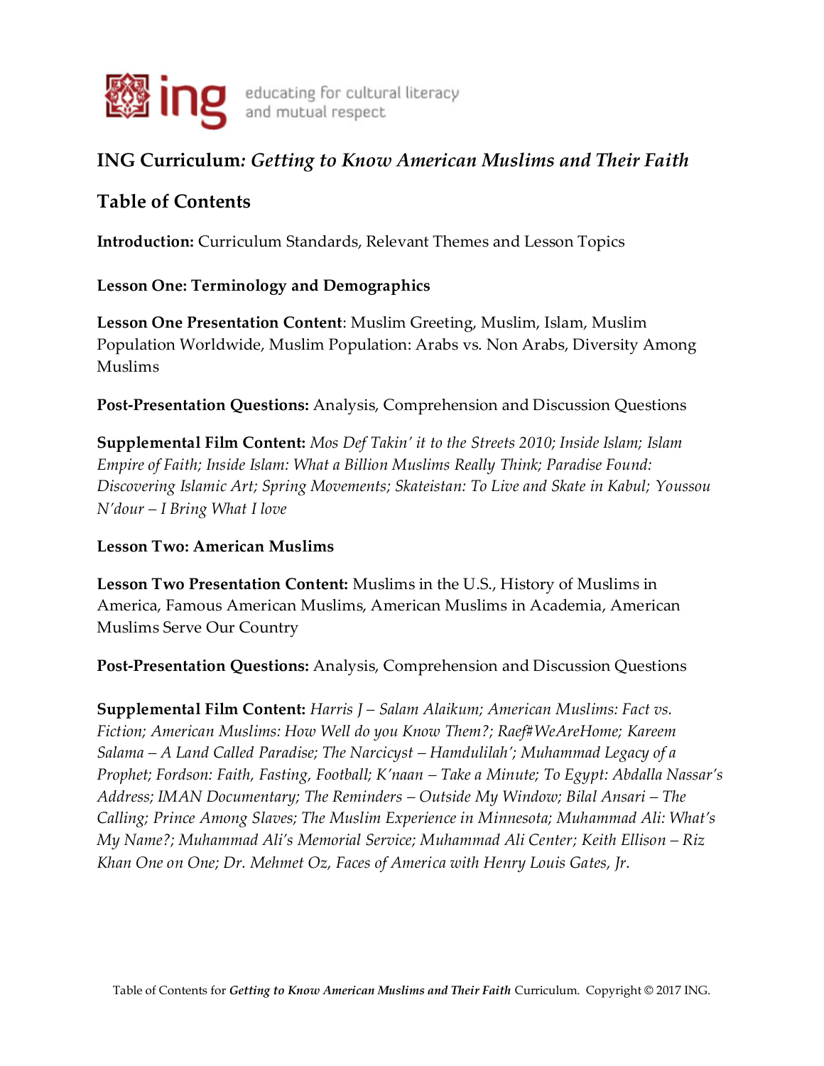ing educating for cultural literacy and mutual respect

# ING Curriculum*: Getting to Know American Muslims and Their Faith*

## Table of Contents

**Introduction:** Curriculum Standards, Relevant Themes and Lesson Topics

**Lesson One: Terminology and Demographics**

**Lesson One Presentation Content**: Muslim Greeting, Muslim, Islam, Muslim Population Worldwide, Muslim Population: Arabs vs. Non Arabs, Diversity Among Muslims

**Post-Presentation Questions:** Analysis, Comprehension and Discussion Questions

**Supplemental Film Content:** *Mos Def Takin' it to the Streets 2010; Inside Islam; Islam Empire of Faith; Inside Islam: What a Billion Muslims Really Think; Paradise Found: Discovering Islamic Art; Spring Movements; Skateistan: To Live and Skate in Kabul; Youssou N'dour – I Bring What I love*

**Lesson Two: American Muslims**

**Lesson Two Presentation Content:** Muslims in the U.S., History of Muslims in America, Famous American Muslims, American Muslims in Academia, American Muslims Serve Our Country

**Post-Presentation Questions:** Analysis, Comprehension and Discussion Questions

**Supplemental Film Content:** *Harris J – Salam Alaikum; American Muslims: Fact vs. Fiction; American Muslims: How Well do you Know Them?; Raef#WeAreHome; Kareem Salama – A Land Called Paradise; The Narcicyst – Hamdulilah'; Muhammad Legacy of a Prophet; Fordson: Faith, Fasting, Football; K'naan – Take a Minute; To Egypt: Abdalla Nassar's Address; IMAN Documentary; The Reminders – Outside My Window; Bilal Ansari – The Calling; Prince Among Slaves; The Muslim Experience in Minnesota; Muhammad Ali: What's My Name?; Muhammad Ali's Memorial Service; Muhammad Ali Center; Keith Ellison – Riz Khan One on One; Dr. Mehmet Oz, Faces of America with Henry Louis Gates, Jr.*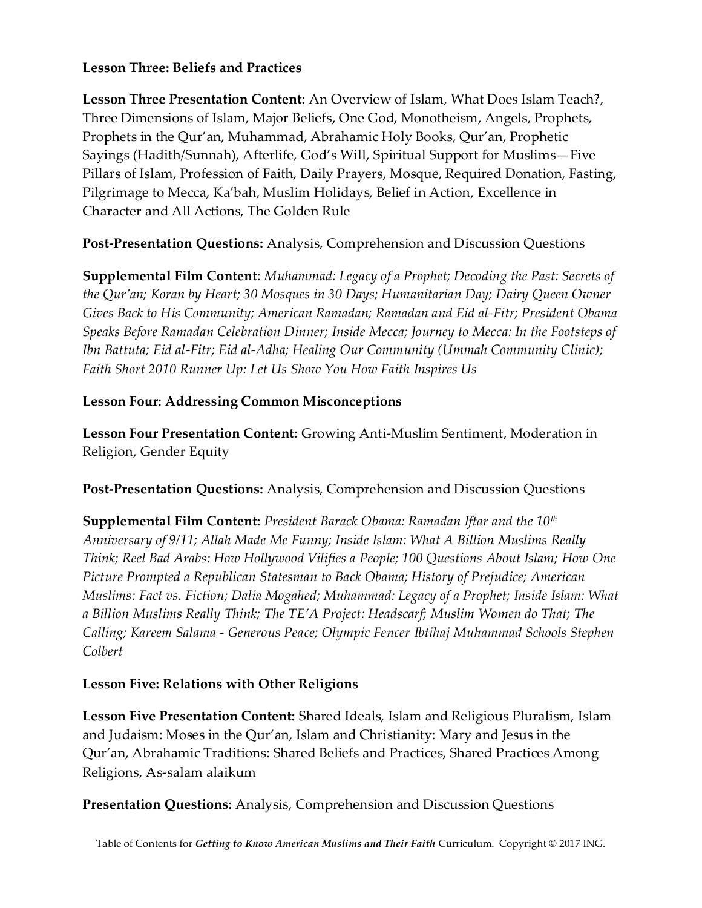**Lesson Three: Beliefs and Practices**

**Lesson Three Presentation Content**: An Overview of Islam, What Does Islam Teach?, Three Dimensions of Islam, Major Beliefs, One God, Monotheism, Angels, Prophets, Prophets in the Qur'an, Muhammad, Abrahamic Holy Books, Qur'an, Prophetic Sayings (Hadith/Sunnah), Afterlife, God's Will, Spiritual Support for Muslims—Five Pillars of Islam, Profession of Faith, Daily Prayers, Mosque, Required Donation, Fasting, Pilgrimage to Mecca, Ka'bah, Muslim Holidays, Belief in Action, Excellence in Character and All Actions, The Golden Rule

**Post-Presentation Questions:** Analysis, Comprehension and Discussion Questions

**Supplemental Film Content**: *Muhammad: Legacy of a Prophet; Decoding the Past: Secrets of the Qur'an; Koran by Heart; 30 Mosques in 30 Days; Humanitarian Day; Dairy Queen Owner Gives Back to His Community; American Ramadan; Ramadan and Eid al-Fitr; President Obama Speaks Before Ramadan Celebration Dinner; Inside Mecca; Journey to Mecca: In the Footsteps of Ibn Battuta; Eid al-Fitr; Eid al-Adha; Healing Our Community (Ummah Community Clinic); Faith Short 2010 Runner Up: Let Us Show You How Faith Inspires Us*

**Lesson Four: Addressing Common Misconceptions**

**Lesson Four Presentation Content:** Growing Anti-Muslim Sentiment, Moderation in Religion, Gender Equity

**Post-Presentation Questions:** Analysis, Comprehension and Discussion Questions

**Supplemental Film Content:** *President Barack Obama: Ramadan Iftar and the 10th Anniversary of 9/11; Allah Made Me Funny; Inside Islam: What A Billion Muslims Really Think; Reel Bad Arabs: How Hollywood Vilifies a People; 100 Questions About Islam; How One Picture Prompted a Republican Statesman to Back Obama; History of Prejudice; American Muslims: Fact vs. Fiction; Dalia Mogahed; Muhammad: Legacy of a Prophet; Inside Islam: What a Billion Muslims Really Think; The TE'A Project: Headscarf; Muslim Women do That; The Calling; Kareem Salama - Generous Peace; Olympic Fencer Ibtihaj Muhammad Schools Stephen Colbert*

**Lesson Five: Relations with Other Religions**

**Lesson Five Presentation Content:** Shared Ideals, Islam and Religious Pluralism, Islam and Judaism: Moses in the Qur'an, Islam and Christianity: Mary and Jesus in the Qur'an, Abrahamic Traditions: Shared Beliefs and Practices, Shared Practices Among Religions, As-salam alaikum

**Presentation Questions:** Analysis, Comprehension and Discussion Questions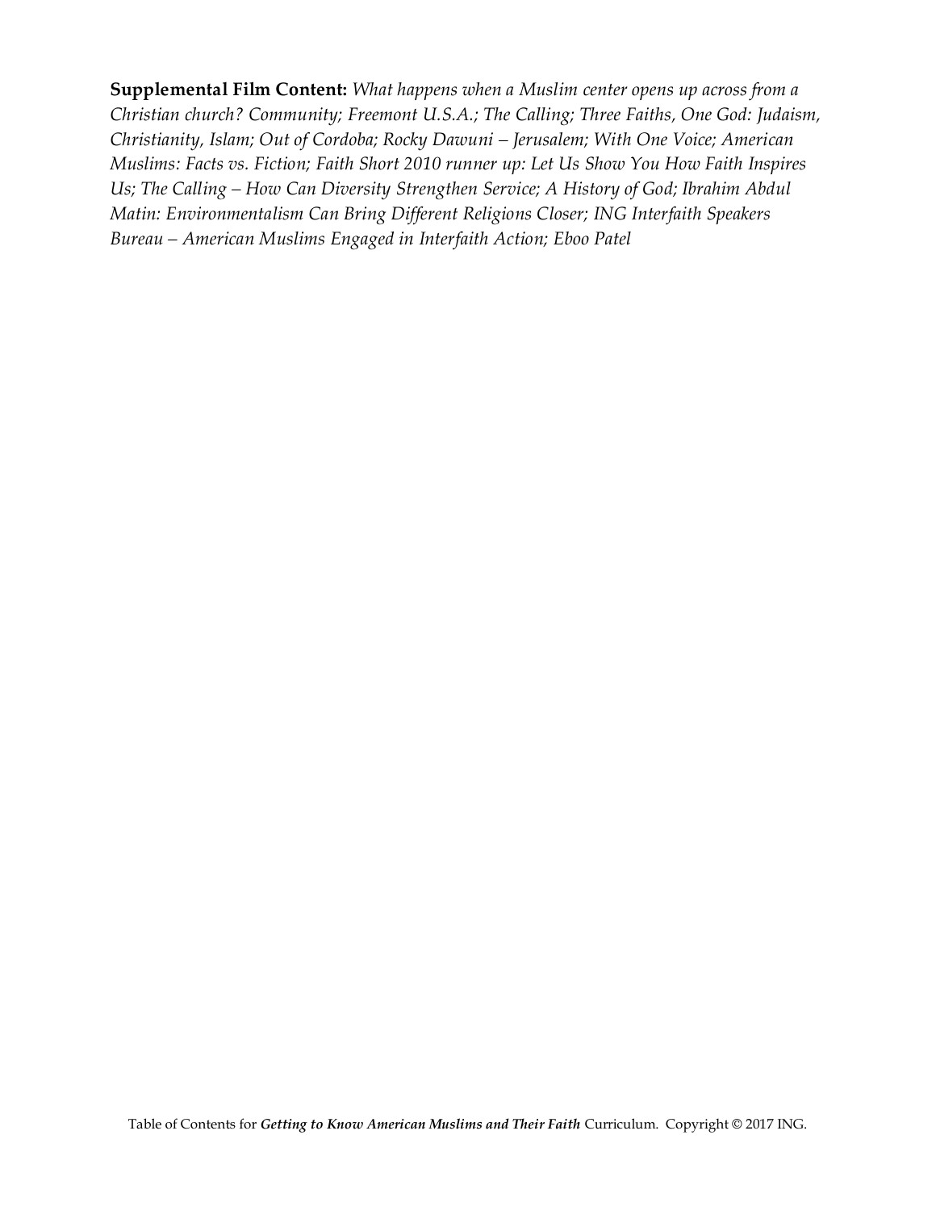**Supplemental Film Content:** *What happens when a Muslim center opens up across from a Christian church? Community; Freemont U.S.A.; The Calling; Three Faiths, One God: Judaism, Christianity, Islam; Out of Cordoba; Rocky Dawuni – Jerusalem; With One Voice; American Muslims: Facts vs. Fiction; Faith Short 2010 runner up: Let Us Show You How Faith Inspires Us; The Calling – How Can Diversity Strengthen Service; A History of God; Ibrahim Abdul Matin: Environmentalism Can Bring Different Religions Closer; ING Interfaith Speakers Bureau – American Muslims Engaged in Interfaith Action; Eboo Patel*